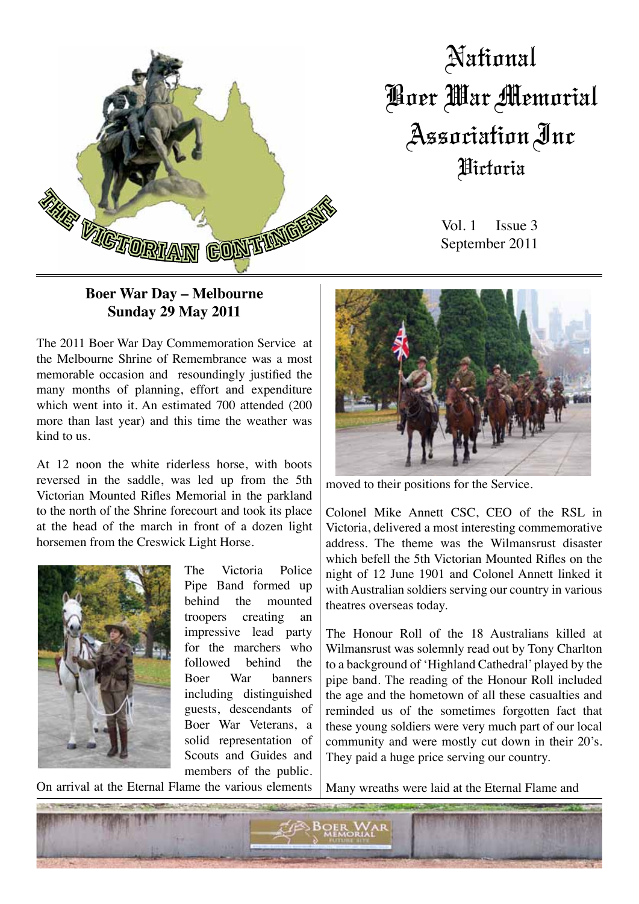# National Boer War Memorial Association Inc Victoria

THE VICTORIAN CONTINGENT

Vol. 1 Issue 3
September 2011

## Boer War Day – Melbourne Sunday 29 May 2011

The 2011 Boer War Day Commemoration Service at the Melbourne Shrine of Remembrance was a most memorable occasion and resoundingly justified the many months of planning, effort and expenditure which went into it. An estimated 700 attended (200 more than last year) and this time the weather was kind to us.

At 12 noon the white riderless horse, with boots reversed in the saddle, was led up from the 5th Victorian Mounted Rifles Memorial in the parkland to the north of the Shrine forecourt and took its place at the head of the march in front of a dozen light horsemen from the Creswick Light Horse.

The Victoria Police Pipe Band formed up behind the mounted troopers creating an impressive lead party for the marchers who followed behind the Boer War banners including distinguished guests, descendants of Boer War Veterans, a solid representation of Scouts and Guides and members of the public. On arrival at the Eternal Flame the various elements moved to their positions for the Service.

Colonel Mike Annett CSC, CEO of the RSL in Victoria, delivered a most interesting commemorative address. The theme was the Wilmansrust disaster which befell the 5th Victorian Mounted Rifles on the night of 12 June 1901 and Colonel Annett linked it with Australian soldiers serving our country in various theatres overseas today.

The Honour Roll of the 18 Australians killed at Wilmansrust was solemnly read out by Tony Charlton to a background of 'Highland Cathedral' played by the pipe band. The reading of the Honour Roll included the age and the hometown of all these casualties and reminded us of the sometimes forgotten fact that these young soldiers were very much part of our local community and were mostly cut down in their 20's. They paid a huge price serving our country.

Many wreaths were laid at the Eternal Flame and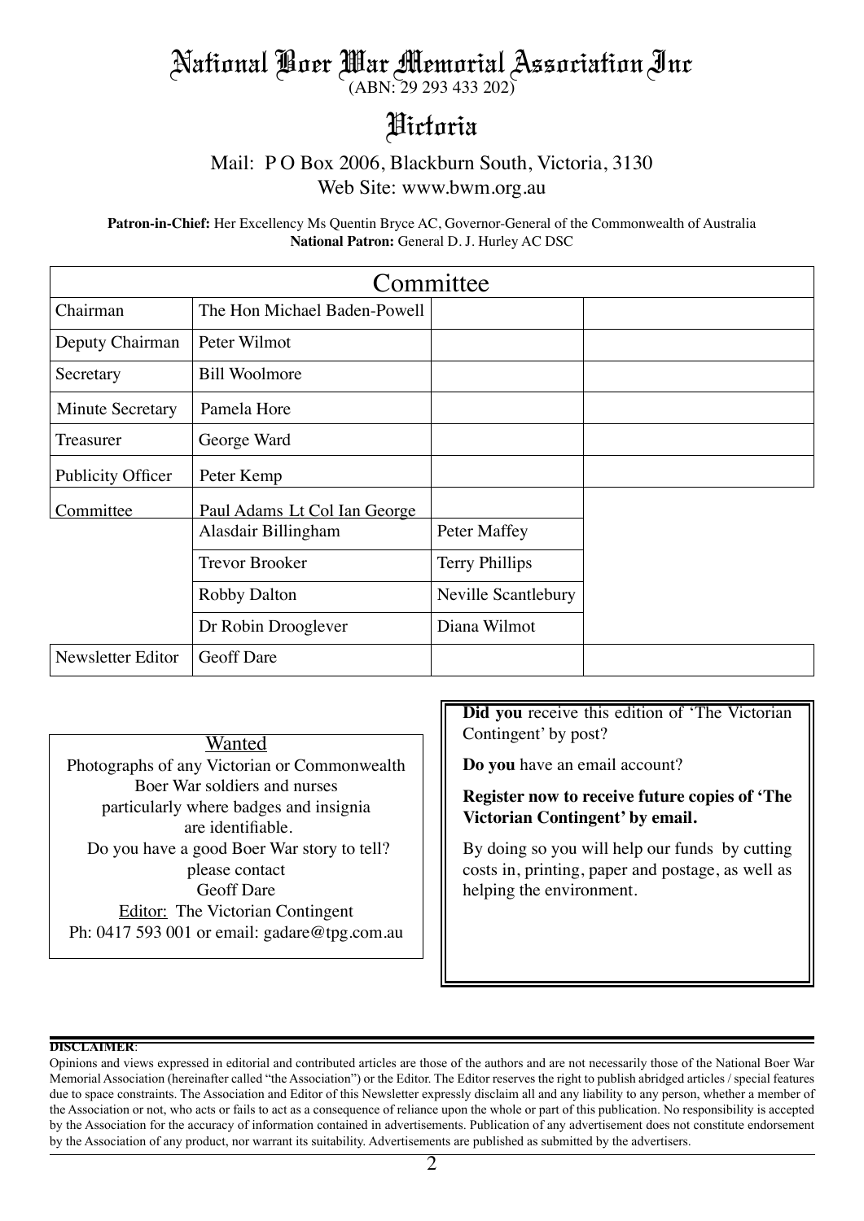# National Boer War Memorial Association Inc

(ABN: 29 293 433 202)

## Victoria

Mail: P O Box 2006, Blackburn South, Victoria, 3130

Web Site: www.bwm.org.au

**Patron-in-Chief:** Her Excellency Ms Quentin Bryce AC, Governor-General of the Commonwealth of Australia

**National Patron:** General D. J. Hurley AC DSC

| Committee | | | |
|---|---|---|---|
| Chairman | The Hon Michael Baden-Powell | | |
| Deputy Chairman | Peter Wilmot | | |
| Secretary | Bill Woolmore | | |
| Minute Secretary | Pamela Hore | | |
| Treasurer | George Ward | | |
| Publicity Officer | Peter Kemp | | |
| Committee | Paul Adams | Lt Col Ian George | |
| | Alasdair Billingham | Peter Maffey | |
| | Trevor Brooker | Terry Phillips | |
| | Robby Dalton | Neville Scantlebury | |
| | Dr Robin Drooglever | Diana Wilmot | |
| Newsletter Editor | Geoff Dare | | |

Wanted

Photographs of any Victorian or Commonwealth Boer War soldiers and nurses particularly where badges and insignia are identifiable.

Do you have a good Boer War story to tell?

please contact

Geoff Dare

Editor: The Victorian Contingent

Ph: 0417 593 001 or email: gadare@tpg.com.au

**Did you** receive this edition of 'The Victorian Contingent' by post?

**Do you** have an email account?

**Register now to receive future copies of 'The Victorian Contingent' by email.**

By doing so you will help our funds by cutting costs in, printing, paper and postage, as well as helping the environment.

**DISCLAIMER**:

Opinions and views expressed in editorial and contributed articles are those of the authors and are not necessarily those of the National Boer War Memorial Association (hereinafter called "the Association") or the Editor. The Editor reserves the right to publish abridged articles / special features due to space constraints. The Association and Editor of this Newsletter expressly disclaim all and any liability to any person, whether a member of the Association or not, who acts or fails to act as a consequence of reliance upon the whole or part of this publication. No responsibility is accepted by the Association for the accuracy of information contained in advertisements. Publication of any advertisement does not constitute endorsement by the Association of any product, nor warrant its suitability. Advertisements are published as submitted by the advertisers.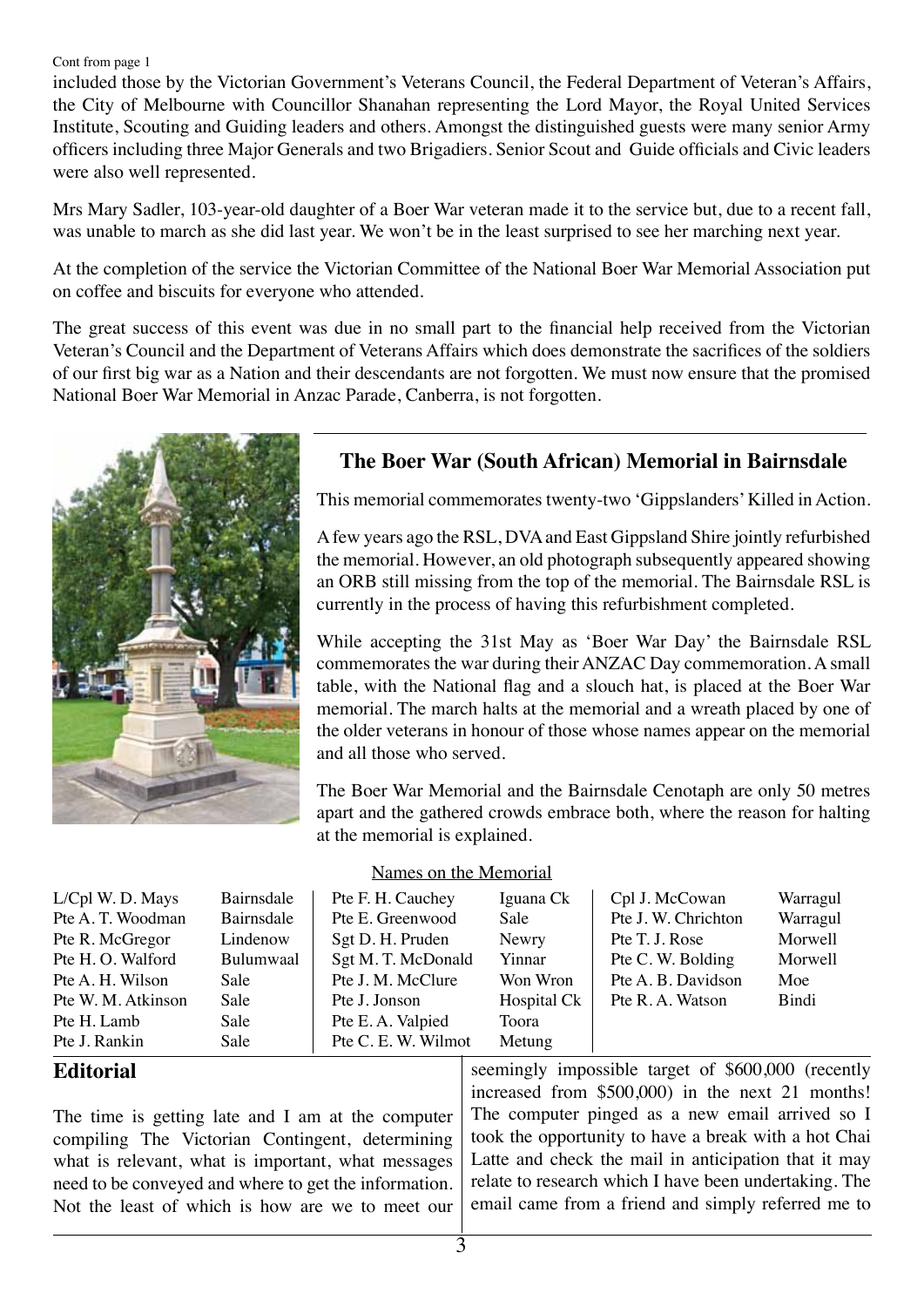Cont from page 1

included those by the Victorian Government's Veterans Council, the Federal Department of Veteran's Affairs, the City of Melbourne with Councillor Shanahan representing the Lord Mayor, the Royal United Services Institute, Scouting and Guiding leaders and others. Amongst the distinguished guests were many senior Army officers including three Major Generals and two Brigadiers. Senior Scout and Guide officials and Civic leaders were also well represented.

Mrs Mary Sadler, 103-year-old daughter of a Boer War veteran made it to the service but, due to a recent fall, was unable to march as she did last year. We won't be in the least surprised to see her marching next year.

At the completion of the service the Victorian Committee of the National Boer War Memorial Association put on coffee and biscuits for everyone who attended.

The great success of this event was due in no small part to the financial help received from the Victorian Veteran's Council and the Department of Veterans Affairs which does demonstrate the sacrifices of the soldiers of our first big war as a Nation and their descendants are not forgotten. We must now ensure that the promised National Boer War Memorial in Anzac Parade, Canberra, is not forgotten.

## The Boer War (South African) Memorial in Bairnsdale

This memorial commemorates twenty-two 'Gippslanders' Killed in Action.

A few years ago the RSL, DVA and East Gippsland Shire jointly refurbished the memorial. However, an old photograph subsequently appeared showing an ORB still missing from the top of the memorial. The Bairnsdale RSL is currently in the process of having this refurbishment completed.

While accepting the 31st May as 'Boer War Day' the Bairnsdale RSL commemorates the war during their ANZAC Day commemoration. A small table, with the National flag and a slouch hat, is placed at the Boer War memorial. The march halts at the memorial and a wreath placed by one of the older veterans in honour of those whose names appear on the memorial and all those who served.

The Boer War Memorial and the Bairnsdale Cenotaph are only 50 metres apart and the gathered crowds embrace both, where the reason for halting at the memorial is explained.

Names on the Memorial

| | | | | | |
|---|---|---|---|---|---|
| L/Cpl W. D. Mays | Bairnsdale | Pte F. H. Cauchey | Iguana Ck | Cpl J. McCowan | Warragul |
| Pte A. T. Woodman | Bairnsdale | Pte E. Greenwood | Sale | Pte J. W. Chrichton | Warragul |
| Pte R. McGregor | Lindenow | Sgt D. H. Pruden | Newry | Pte T. J. Rose | Morwell |
| Pte H. O. Walford | Bulumwaal | Sgt M. T. McDonald | Yinnar | Pte C. W. Bolding | Morwell |
| Pte A. H. Wilson | Sale | Pte J. M. McClure | Won Wron | Pte A. B. Davidson | Moe |
| Pte W. M. Atkinson | Sale | Pte J. Jonson | Hospital Ck | Pte R. A. Watson | Bindi |
| Pte H. Lamb | Sale | Pte E. A. Valpied | Toora | | |
| Pte J. Rankin | Sale | Pte C. E. W. Wilmot | Metung | | |

## Editorial

The time is getting late and I am at the computer compiling The Victorian Contingent, determining what is relevant, what is important, what messages need to be conveyed and where to get the information. Not the least of which is how are we to meet our seemingly impossible target of $600,000 (recently increased from $500,000) in the next 21 months! The computer pinged as a new email arrived so I took the opportunity to have a break with a hot Chai Latte and check the mail in anticipation that it may relate to research which I have been undertaking. The email came from a friend and simply referred me to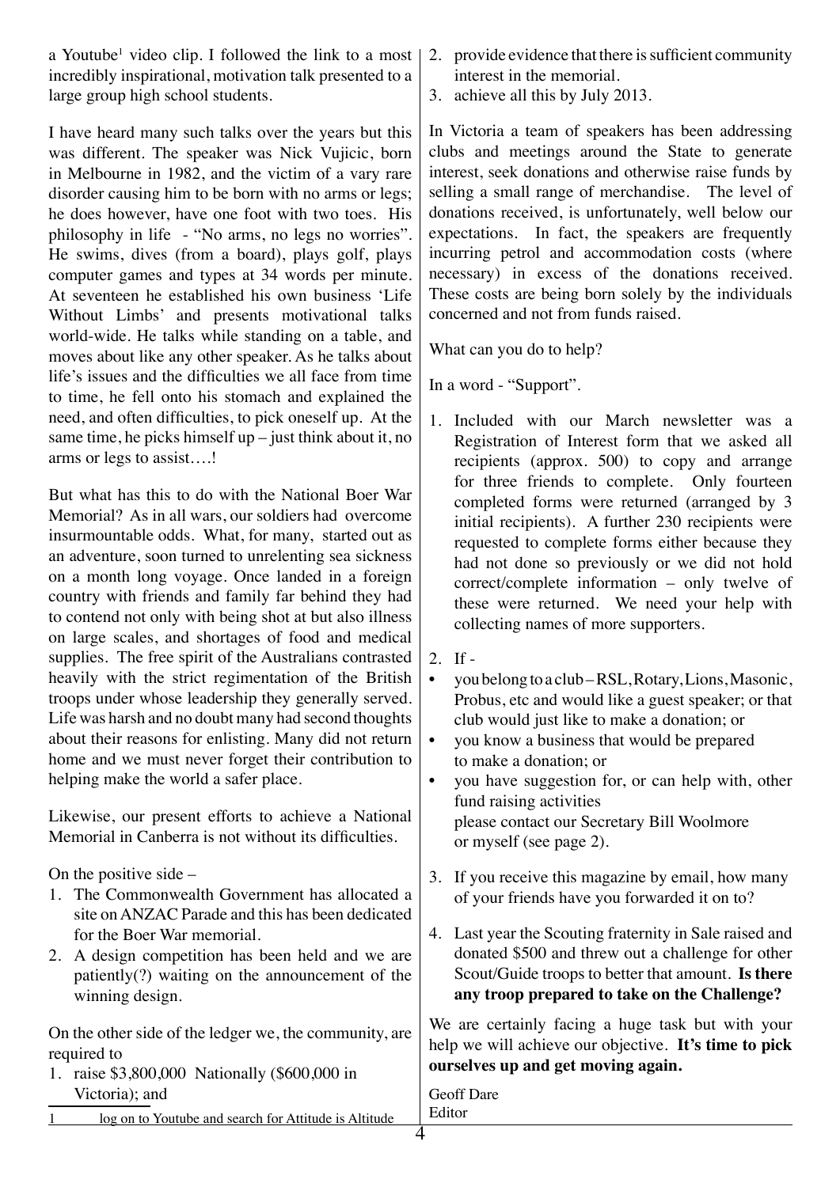a Youtube[1] video clip. I followed the link to a most incredibly inspirational, motivation talk presented to a large group high school students.

I have heard many such talks over the years but this was different. The speaker was Nick Vujicic, born in Melbourne in 1982, and the victim of a vary rare disorder causing him to be born with no arms or legs; he does however, have one foot with two toes. His philosophy in life - "No arms, no legs no worries". He swims, dives (from a board), plays golf, plays computer games and types at 34 words per minute. At seventeen he established his own business 'Life Without Limbs' and presents motivational talks world-wide. He talks while standing on a table, and moves about like any other speaker. As he talks about life's issues and the difficulties we all face from time to time, he fell onto his stomach and explained the need, and often difficulties, to pick oneself up. At the same time, he picks himself up – just think about it, no arms or legs to assist….!

But what has this to do with the National Boer War Memorial? As in all wars, our soldiers had overcome insurmountable odds. What, for many, started out as an adventure, soon turned to unrelenting sea sickness on a month long voyage. Once landed in a foreign country with friends and family far behind they had to contend not only with being shot at but also illness on large scales, and shortages of food and medical supplies. The free spirit of the Australians contrasted heavily with the strict regimentation of the British troops under whose leadership they generally served. Life was harsh and no doubt many had second thoughts about their reasons for enlisting. Many did not return home and we must never forget their contribution to helping make the world a safer place.

Likewise, our present efforts to achieve a National Memorial in Canberra is not without its difficulties.

On the positive side –

1. The Commonwealth Government has allocated a site on ANZAC Parade and this has been dedicated for the Boer War memorial.
2. A design competition has been held and we are patiently(?) waiting on the announcement of the winning design.

On the other side of the ledger we, the community, are required to

1. raise $3,800,000 Nationally ($600,000 in Victoria); and
2. provide evidence that there is sufficient community interest in the memorial.
3. achieve all this by July 2013.

In Victoria a team of speakers has been addressing clubs and meetings around the State to generate interest, seek donations and otherwise raise funds by selling a small range of merchandise. The level of donations received, is unfortunately, well below our expectations. In fact, the speakers are frequently incurring petrol and accommodation costs (where necessary) in excess of the donations received. These costs are being born solely by the individuals concerned and not from funds raised.

What can you do to help?

In a word - "Support".

1. Included with our March newsletter was a Registration of Interest form that we asked all recipients (approx. 500) to copy and arrange for three friends to complete. Only fourteen completed forms were returned (arranged by 3 initial recipients). A further 230 recipients were requested to complete forms either because they had not done so previously or we did not hold correct/complete information – only twelve of these were returned. We need your help with collecting names of more supporters.

2. If -
   - you belong to a club – RSL, Rotary, Lions, Masonic, Probus, etc and would like a guest speaker; or that club would just like to make a donation; or
   - you know a business that would be prepared to make a donation; or
   - you have suggestion for, or can help with, other fund raising activities

   please contact our Secretary Bill Woolmore or myself (see page 2).

3. If you receive this magazine by email, how many of your friends have you forwarded it on to?

4. Last year the Scouting fraternity in Sale raised and donated $500 and threw out a challenge for other Scout/Guide troops to better that amount. **Is there any troop prepared to take on the Challenge?**

We are certainly facing a huge task but with your help we will achieve our objective. **It's time to pick ourselves up and get moving again.**

Geoff Dare
Editor

[1] log on to Youtube and search for Attitude is Altitude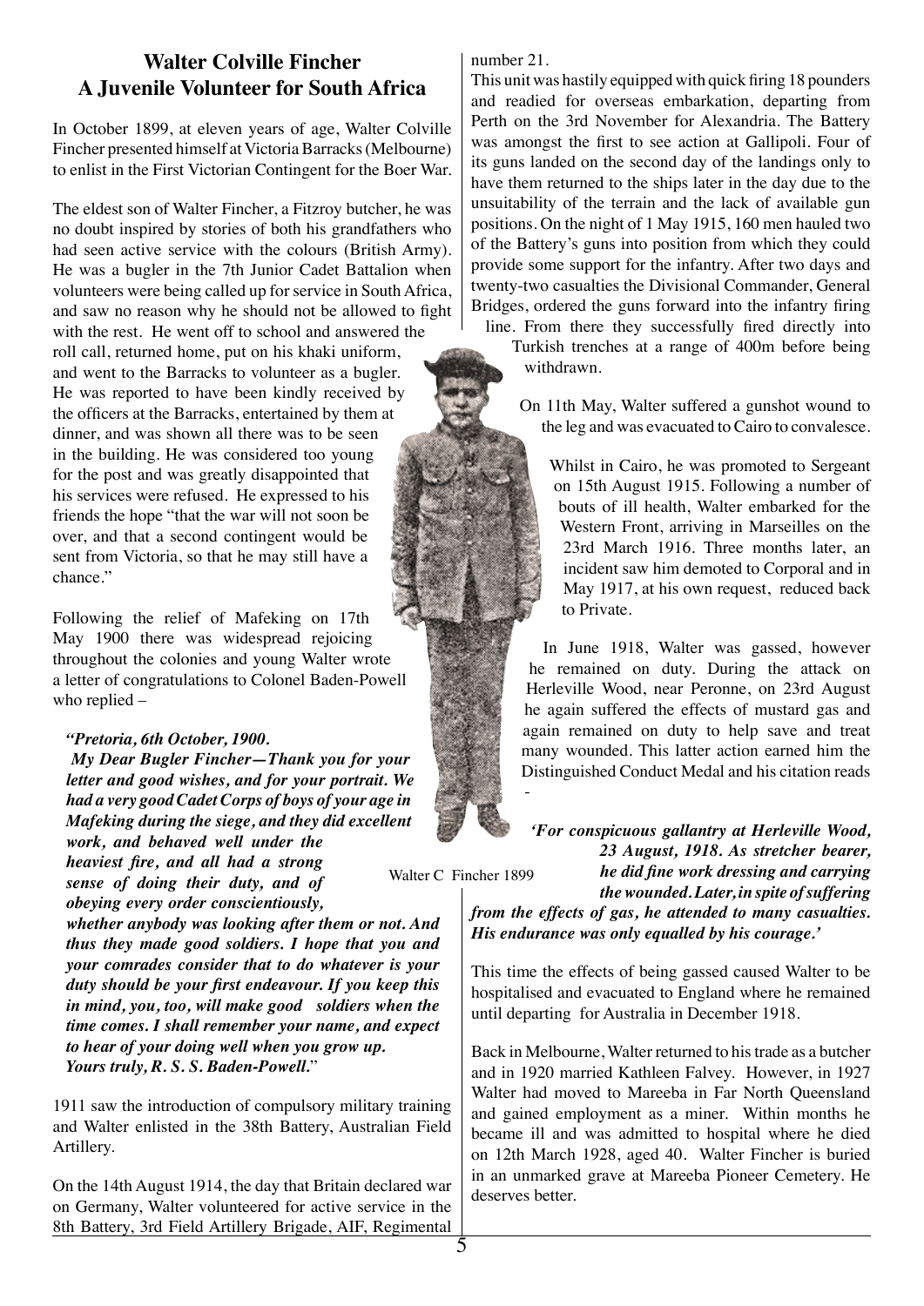## Walter Colville Fincher
## A Juvenile Volunteer for South Africa

In October 1899, at eleven years of age, Walter Colville Fincher presented himself at Victoria Barracks (Melbourne) to enlist in the First Victorian Contingent for the Boer War.

The eldest son of Walter Fincher, a Fitzroy butcher, he was no doubt inspired by stories of both his grandfathers who had seen active service with the colours (British Army). He was a bugler in the 7th Junior Cadet Battalion when volunteers were being called up for service in South Africa, and saw no reason why he should not be allowed to fight with the rest. He went off to school and answered the roll call, returned home, put on his khaki uniform, and went to the Barracks to volunteer as a bugler. He was reported to have been kindly received by the officers at the Barracks, entertained by them at dinner, and was shown all there was to be seen in the building. He was considered too young for the post and was greatly disappointed that his services were refused. He expressed to his friends the hope "that the war will not soon be over, and that a second contingent would be sent from Victoria, so that he may still have a chance."

Following the relief of Mafeking on 17th May 1900 there was widespread rejoicing throughout the colonies and young Walter wrote a letter of congratulations to Colonel Baden-Powell who replied –

***"Pretoria, 6th October, 1900.***
***My Dear Bugler Fincher—Thank you for your letter and good wishes, and for your portrait. We had a very good Cadet Corps of boys of your age in Mafeking during the siege, and they did excellent work, and behaved well under the heaviest fire, and all had a strong sense of doing their duty, and of obeying every order conscientiously, whether anybody was looking after them or not. And thus they made good soldiers. I hope that you and your comrades consider that to do whatever is your duty should be your first endeavour. If you keep this in mind, you, too, will make good soldiers when the time comes. I shall remember your name, and expect to hear of your doing well when you grow up.***
***Yours truly, R. S. S. Baden-Powell.***"

1911 saw the introduction of compulsory military training and Walter enlisted in the 38th Battery, Australian Field Artillery.

On the 14th August 1914, the day that Britain declared war on Germany, Walter volunteered for active service in the 8th Battery, 3rd Field Artillery Brigade, AIF, Regimental number 21.

This unit was hastily equipped with quick firing 18 pounders and readied for overseas embarkation, departing from Perth on the 3rd November for Alexandria. The Battery was amongst the first to see action at Gallipoli. Four of its guns landed on the second day of the landings only to have them returned to the ships later in the day due to the unsuitability of the terrain and the lack of available gun positions. On the night of 1 May 1915, 160 men hauled two of the Battery's guns into position from which they could provide some support for the infantry. After two days and twenty-two casualties the Divisional Commander, General Bridges, ordered the guns forward into the infantry firing line. From there they successfully fired directly into Turkish trenches at a range of 400m before being withdrawn.

Walter C Fincher 1899

On 11th May, Walter suffered a gunshot wound to the leg and was evacuated to Cairo to convalesce.

Whilst in Cairo, he was promoted to Sergeant on 15th August 1915. Following a number of bouts of ill health, Walter embarked for the Western Front, arriving in Marseilles on the 23rd March 1916. Three months later, an incident saw him demoted to Corporal and in May 1917, at his own request, reduced back to Private.

In June 1918, Walter was gassed, however he remained on duty. During the attack on Herleville Wood, near Peronne, on 23rd August he again suffered the effects of mustard gas and again remained on duty to help save and treat many wounded. This latter action earned him the Distinguished Conduct Medal and his citation reads -

***'For conspicuous gallantry at Herleville Wood, 23 August, 1918. As stretcher bearer, he did fine work dressing and carrying the wounded. Later, in spite of suffering from the effects of gas, he attended to many casualties. His endurance was only equalled by his courage.'***

This time the effects of being gassed caused Walter to be hospitalised and evacuated to England where he remained until departing for Australia in December 1918.

Back in Melbourne, Walter returned to his trade as a butcher and in 1920 married Kathleen Falvey. However, in 1927 Walter had moved to Mareeba in Far North Queensland and gained employment as a miner. Within months he became ill and was admitted to hospital where he died on 12th March 1928, aged 40. Walter Fincher is buried in an unmarked grave at Mareeba Pioneer Cemetery. He deserves better.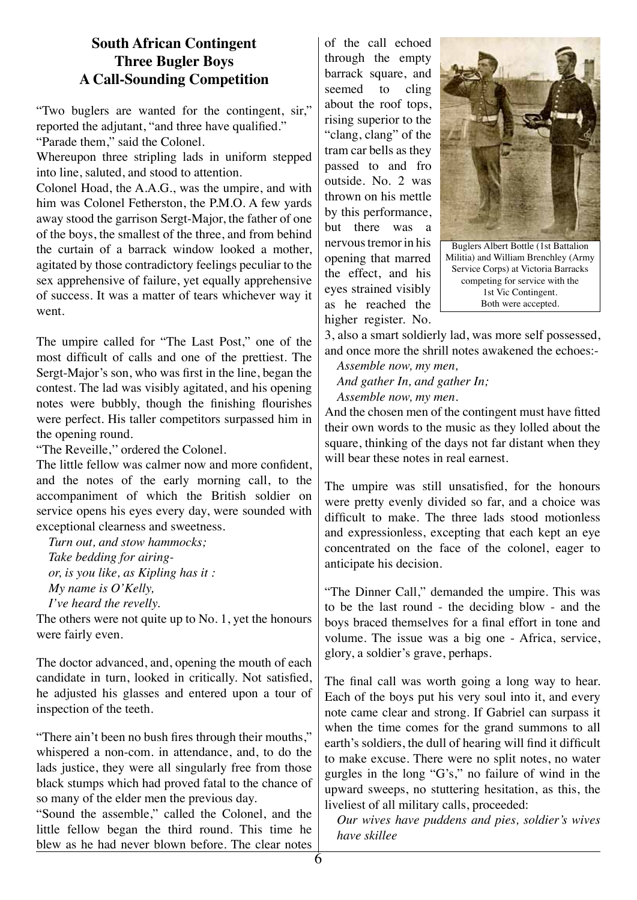## South African Contingent
## Three Bugler Boys
## A Call-Sounding Competition

"Two buglers are wanted for the contingent, sir," reported the adjutant, "and three have qualified."

"Parade them," said the Colonel.

Whereupon three stripling lads in uniform stepped into line, saluted, and stood to attention.

Colonel Hoad, the A.A.G., was the umpire, and with him was Colonel Fetherston, the P.M.O. A few yards away stood the garrison Sergt-Major, the father of one of the boys, the smallest of the three, and from behind the curtain of a barrack window looked a mother, agitated by those contradictory feelings peculiar to the sex apprehensive of failure, yet equally apprehensive of success. It was a matter of tears whichever way it went.

The umpire called for "The Last Post," one of the most difficult of calls and one of the prettiest. The Sergt-Major's son, who was first in the line, began the contest. The lad was visibly agitated, and his opening notes were bubbly, though the finishing flourishes were perfect. His taller competitors surpassed him in the opening round.

"The Reveille," ordered the Colonel.

The little fellow was calmer now and more confident, and the notes of the early morning call, to the accompaniment of which the British soldier on service opens his eyes every day, were sounded with exceptional clearness and sweetness.

*Turn out, and stow hammocks;*
*Take bedding for airing-*
*or, is you like, as Kipling has it :*
*My name is O'Kelly,*
*I've heard the revelly.*

The others were not quite up to No. 1, yet the honours were fairly even.

The doctor advanced, and, opening the mouth of each candidate in turn, looked in critically. Not satisfied, he adjusted his glasses and entered upon a tour of inspection of the teeth.

"There ain't been no bush fires through their mouths," whispered a non-com. in attendance, and, to do the lads justice, they were all singularly free from those black stumps which had proved fatal to the chance of so many of the elder men the previous day.

"Sound the assemble," called the Colonel, and the little fellow began the third round. This time he blew as he had never blown before. The clear notes of the call echoed through the empty barrack square, and seemed to cling about the roof tops, rising superior to the "clang, clang" of the tram car bells as they passed to and fro outside. No. 2 was thrown on his mettle by this performance, but there was a nervous tremor in his opening that marred the effect, and his eyes strained visibly as he reached the higher register. No. 3, also a smart soldierly lad, was more self possessed, and once more the shrill notes awakened the echoes:-

Buglers Albert Bottle (1st Battalion Militia) and William Brenchley (Army Service Corps) at Victoria Barracks competing for service with the 1st Vic Contingent. Both were accepted.

*Assemble now, my men,*
*And gather In, and gather In;*
*Assemble now, my men.*

And the chosen men of the contingent must have fitted their own words to the music as they lolled about the square, thinking of the days not far distant when they will bear these notes in real earnest.

The umpire was still unsatisfied, for the honours were pretty evenly divided so far, and a choice was difficult to make. The three lads stood motionless and expressionless, excepting that each kept an eye concentrated on the face of the colonel, eager to anticipate his decision.

"The Dinner Call," demanded the umpire. This was to be the last round - the deciding blow - and the boys braced themselves for a final effort in tone and volume. The issue was a big one - Africa, service, glory, a soldier's grave, perhaps.

The final call was worth going a long way to hear. Each of the boys put his very soul into it, and every note came clear and strong. If Gabriel can surpass it when the time comes for the grand summons to all earth's soldiers, the dull of hearing will find it difficult to make excuse. There were no split notes, no water gurgles in the long "G's," no failure of wind in the upward sweeps, no stuttering hesitation, as this, the liveliest of all military calls, proceeded:

*Our wives have puddens and pies, soldier's wives have skillee*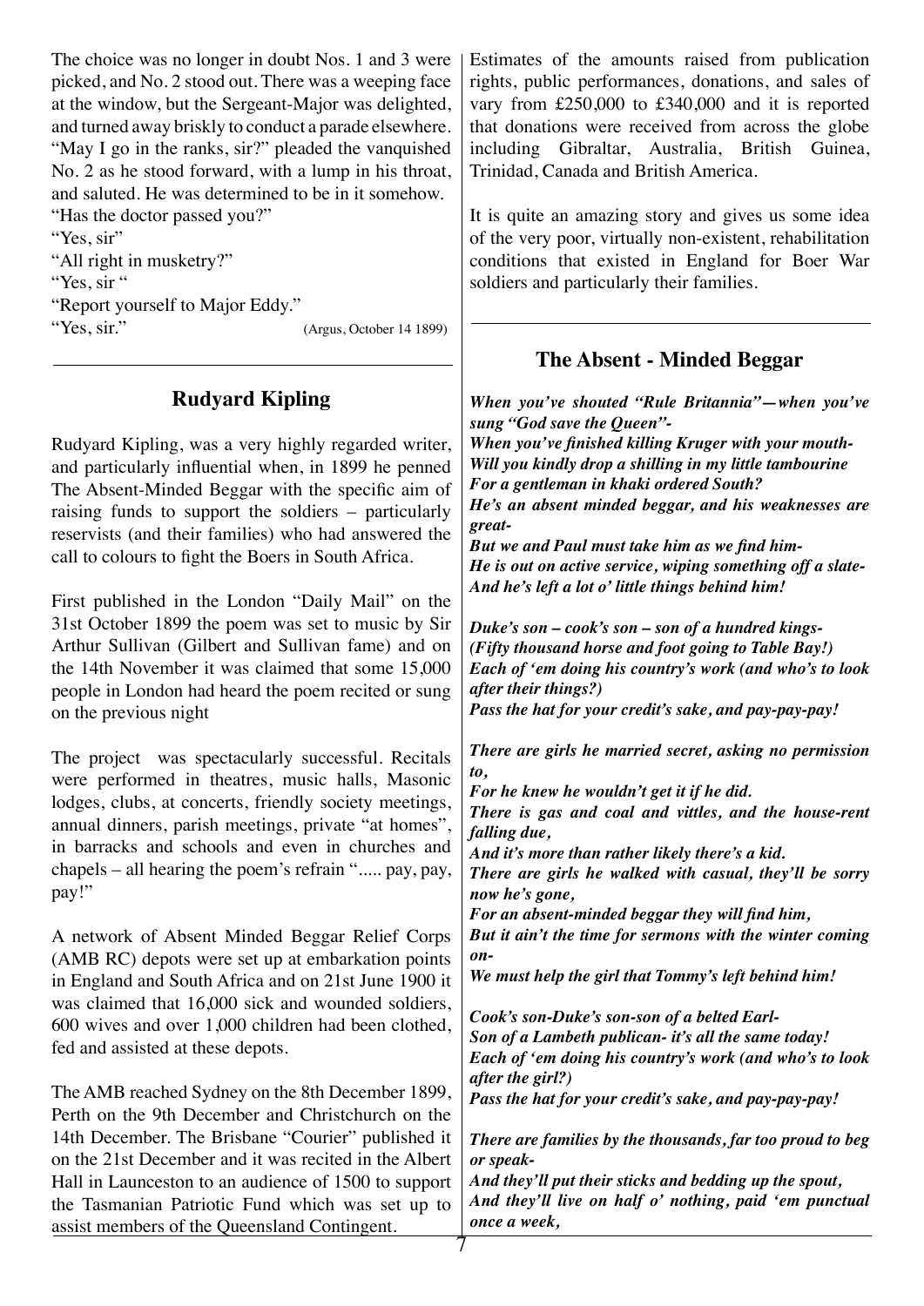The choice was no longer in doubt Nos. 1 and 3 were picked, and No. 2 stood out. There was a weeping face at the window, but the Sergeant-Major was delighted, and turned away briskly to conduct a parade elsewhere. "May I go in the ranks, sir?" pleaded the vanquished No. 2 as he stood forward, with a lump in his throat, and saluted. He was determined to be in it somehow.

"Has the doctor passed you?"

"Yes, sir"

"All right in musketry?"

"Yes, sir "

"Report yourself to Major Eddy."

"Yes, sir." (Argus, October 14 1899)

## Rudyard Kipling

Rudyard Kipling, was a very highly regarded writer, and particularly influential when, in 1899 he penned The Absent-Minded Beggar with the specific aim of raising funds to support the soldiers – particularly reservists (and their families) who had answered the call to colours to fight the Boers in South Africa.

First published in the London "Daily Mail" on the 31st October 1899 the poem was set to music by Sir Arthur Sullivan (Gilbert and Sullivan fame) and on the 14th November it was claimed that some 15,000 people in London had heard the poem recited or sung on the previous night

The project was spectacularly successful. Recitals were performed in theatres, music halls, Masonic lodges, clubs, at concerts, friendly society meetings, annual dinners, parish meetings, private "at homes", in barracks and schools and even in churches and chapels – all hearing the poem's refrain "..... pay, pay, pay!"

A network of Absent Minded Beggar Relief Corps (AMB RC) depots were set up at embarkation points in England and South Africa and on 21st June 1900 it was claimed that 16,000 sick and wounded soldiers, 600 wives and over 1,000 children had been clothed, fed and assisted at these depots.

The AMB reached Sydney on the 8th December 1899, Perth on the 9th December and Christchurch on the 14th December. The Brisbane "Courier" published it on the 21st December and it was recited in the Albert Hall in Launceston to an audience of 1500 to support the Tasmanian Patriotic Fund which was set up to assist members of the Queensland Contingent.

Estimates of the amounts raised from publication rights, public performances, donations, and sales of vary from £250,000 to £340,000 and it is reported that donations were received from across the globe including Gibraltar, Australia, British Guinea, Trinidad, Canada and British America.

It is quite an amazing story and gives us some idea of the very poor, virtually non-existent, rehabilitation conditions that existed in England for Boer War soldiers and particularly their families.

## The Absent - Minded Beggar

***When you've shouted "Rule Britannia"—when you've sung "God save the Queen"-***
***When you've finished killing Kruger with your mouth-***
***Will you kindly drop a shilling in my little tambourine***
***For a gentleman in khaki ordered South?***
***He's an absent minded beggar, and his weaknesses are great-***
***But we and Paul must take him as we find him-***
***He is out on active service, wiping something off a slate-***
***And he's left a lot o' little things behind him!***

***Duke's son – cook's son – son of a hundred kings-***
***(Fifty thousand horse and foot going to Table Bay!)***
***Each of 'em doing his country's work (and who's to look after their things?)***
***Pass the hat for your credit's sake, and pay-pay-pay!***

***There are girls he married secret, asking no permission to,***
***For he knew he wouldn't get it if he did.***
***There is gas and coal and vittles, and the house-rent falling due,***
***And it's more than rather likely there's a kid.***
***There are girls he walked with casual, they'll be sorry now he's gone,***
***For an absent-minded beggar they will find him,***
***But it ain't the time for sermons with the winter coming on-***
***We must help the girl that Tommy's left behind him!***

***Cook's son-Duke's son-son of a belted Earl-***
***Son of a Lambeth publican- it's all the same today!***
***Each of 'em doing his country's work (and who's to look after the girl?)***
***Pass the hat for your credit's sake, and pay-pay-pay!***

***There are families by the thousands, far too proud to beg or speak-***
***And they'll put their sticks and bedding up the spout,***
***And they'll live on half o' nothing, paid 'em punctual once a week,***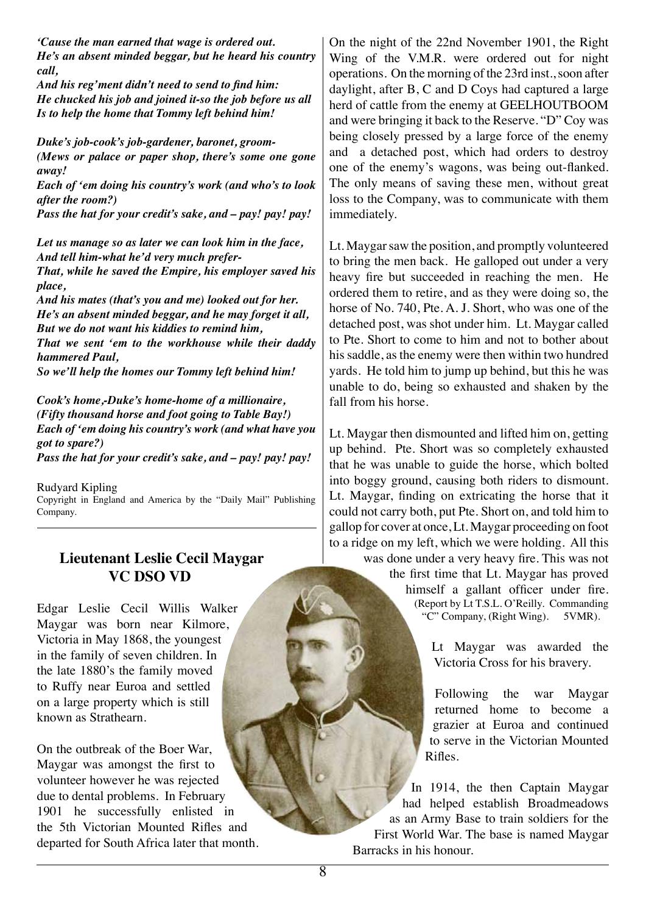*'Cause the man earned that wage is ordered out.*
*He's an absent minded beggar, but he heard his country call,*
*And his reg'ment didn't need to send to find him:*
*He chucked his job and joined it-so the job before us all*
*Is to help the home that Tommy left behind him!*

*Duke's job-cook's job-gardener, baronet, groom-*
*(Mews or palace or paper shop, there's some one gone away!*
*Each of 'em doing his country's work (and who's to look after the room?)*
*Pass the hat for your credit's sake, and – pay! pay! pay!*

*Let us manage so as later we can look him in the face,*
*And tell him-what he'd very much prefer-*
*That, while he saved the Empire, his employer saved his place,*
*And his mates (that's you and me) looked out for her.*
*He's an absent minded beggar, and he may forget it all,*
*But we do not want his kiddies to remind him,*
*That we sent 'em to the workhouse while their daddy hammered Paul,*
*So we'll help the homes our Tommy left behind him!*

*Cook's home,-Duke's home-home of a millionaire,*
*(Fifty thousand horse and foot going to Table Bay!)*
*Each of 'em doing his country's work (and what have you got to spare?)*
*Pass the hat for your credit's sake, and – pay! pay! pay!*

Rudyard Kipling
Copyright in England and America by the "Daily Mail" Publishing Company.

## Lieutenant Leslie Cecil Maygar VC DSO VD

Edgar Leslie Cecil Willis Walker Maygar was born near Kilmore, Victoria in May 1868, the youngest in the family of seven children. In the late 1880's the family moved to Ruffy near Euroa and settled on a large property which is still known as Strathearn.

On the outbreak of the Boer War, Maygar was amongst the first to volunteer however he was rejected due to dental problems. In February 1901 he successfully enlisted in the 5th Victorian Mounted Rifles and departed for South Africa later that month.

On the night of the 22nd November 1901, the Right Wing of the V.M.R. were ordered out for night operations. On the morning of the 23rd inst., soon after daylight, after B, C and D Coys had captured a large herd of cattle from the enemy at GEELHOUTBOOM and were bringing it back to the Reserve. "D" Coy was being closely pressed by a large force of the enemy and a detached post, which had orders to destroy one of the enemy's wagons, was being out-flanked. The only means of saving these men, without great loss to the Company, was to communicate with them immediately.

Lt. Maygar saw the position, and promptly volunteered to bring the men back. He galloped out under a very heavy fire but succeeded in reaching the men. He ordered them to retire, and as they were doing so, the horse of No. 740, Pte. A. J. Short, who was one of the detached post, was shot under him. Lt. Maygar called to Pte. Short to come to him and not to bother about his saddle, as the enemy were then within two hundred yards. He told him to jump up behind, but this he was unable to do, being so exhausted and shaken by the fall from his horse.

Lt. Maygar then dismounted and lifted him on, getting up behind. Pte. Short was so completely exhausted that he was unable to guide the horse, which bolted into boggy ground, causing both riders to dismount. Lt. Maygar, finding on extricating the horse that it could not carry both, put Pte. Short on, and told him to gallop for cover at once, Lt. Maygar proceeding on foot to a ridge on my left, which we were holding. All this was done under a very heavy fire. This was not the first time that Lt. Maygar has proved himself a gallant officer under fire.
(Report by Lt T.S.L. O'Reilly. Commanding "C" Company, (Right Wing). 5VMR).

Lt Maygar was awarded the Victoria Cross for his bravery.

Following the war Maygar returned home to become a grazier at Euroa and continued to serve in the Victorian Mounted Rifles.

In 1914, the then Captain Maygar had helped establish Broadmeadows as an Army Base to train soldiers for the First World War. The base is named Maygar Barracks in his honour.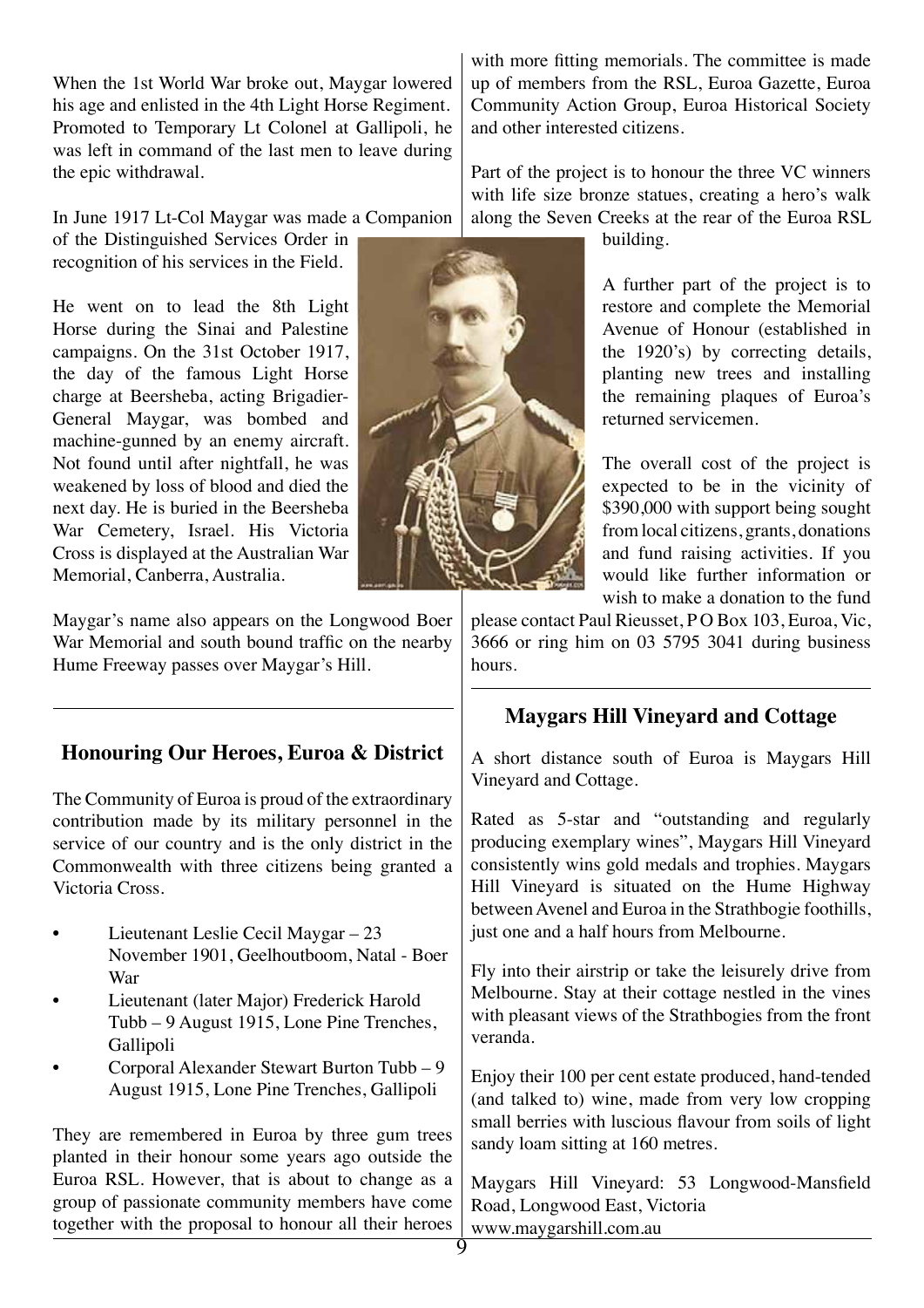When the 1st World War broke out, Maygar lowered his age and enlisted in the 4th Light Horse Regiment. Promoted to Temporary Lt Colonel at Gallipoli, he was left in command of the last men to leave during the epic withdrawal.

In June 1917 Lt-Col Maygar was made a Companion of the Distinguished Services Order in recognition of his services in the Field.

He went on to lead the 8th Light Horse during the Sinai and Palestine campaigns. On the 31st October 1917, the day of the famous Light Horse charge at Beersheba, acting Brigadier-General Maygar, was bombed and machine-gunned by an enemy aircraft. Not found until after nightfall, he was weakened by loss of blood and died the next day. He is buried in the Beersheba War Cemetery, Israel. His Victoria Cross is displayed at the Australian War Memorial, Canberra, Australia.

Maygar's name also appears on the Longwood Boer War Memorial and south bound traffic on the nearby Hume Freeway passes over Maygar's Hill.

## Honouring Our Heroes, Euroa & District

The Community of Euroa is proud of the extraordinary contribution made by its military personnel in the service of our country and is the only district in the Commonwealth with three citizens being granted a Victoria Cross.

- Lieutenant Leslie Cecil Maygar – 23 November 1901, Geelhoutboom, Natal - Boer War
- Lieutenant (later Major) Frederick Harold Tubb – 9 August 1915, Lone Pine Trenches, Gallipoli
- Corporal Alexander Stewart Burton Tubb – 9 August 1915, Lone Pine Trenches, Gallipoli

They are remembered in Euroa by three gum trees planted in their honour some years ago outside the Euroa RSL. However, that is about to change as a group of passionate community members have come together with the proposal to honour all their heroes with more fitting memorials. The committee is made up of members from the RSL, Euroa Gazette, Euroa Community Action Group, Euroa Historical Society and other interested citizens.

Part of the project is to honour the three VC winners with life size bronze statues, creating a hero's walk along the Seven Creeks at the rear of the Euroa RSL building.

A further part of the project is to restore and complete the Memorial Avenue of Honour (established in the 1920's) by correcting details, planting new trees and installing the remaining plaques of Euroa's returned servicemen.

The overall cost of the project is expected to be in the vicinity of $390,000 with support being sought from local citizens, grants, donations and fund raising activities. If you would like further information or wish to make a donation to the fund please contact Paul Rieusset, P O Box 103, Euroa, Vic, 3666 or ring him on 03 5795 3041 during business hours.

## Maygars Hill Vineyard and Cottage

A short distance south of Euroa is Maygars Hill Vineyard and Cottage.

Rated as 5-star and "outstanding and regularly producing exemplary wines", Maygars Hill Vineyard consistently wins gold medals and trophies. Maygars Hill Vineyard is situated on the Hume Highway between Avenel and Euroa in the Strathbogie foothills, just one and a half hours from Melbourne.

Fly into their airstrip or take the leisurely drive from Melbourne. Stay at their cottage nestled in the vines with pleasant views of the Strathbogies from the front veranda.

Enjoy their 100 per cent estate produced, hand-tended (and talked to) wine, made from very low cropping small berries with luscious flavour from soils of light sandy loam sitting at 160 metres.

Maygars Hill Vineyard: 53 Longwood-Mansfield Road, Longwood East, Victoria
www.maygarshill.com.au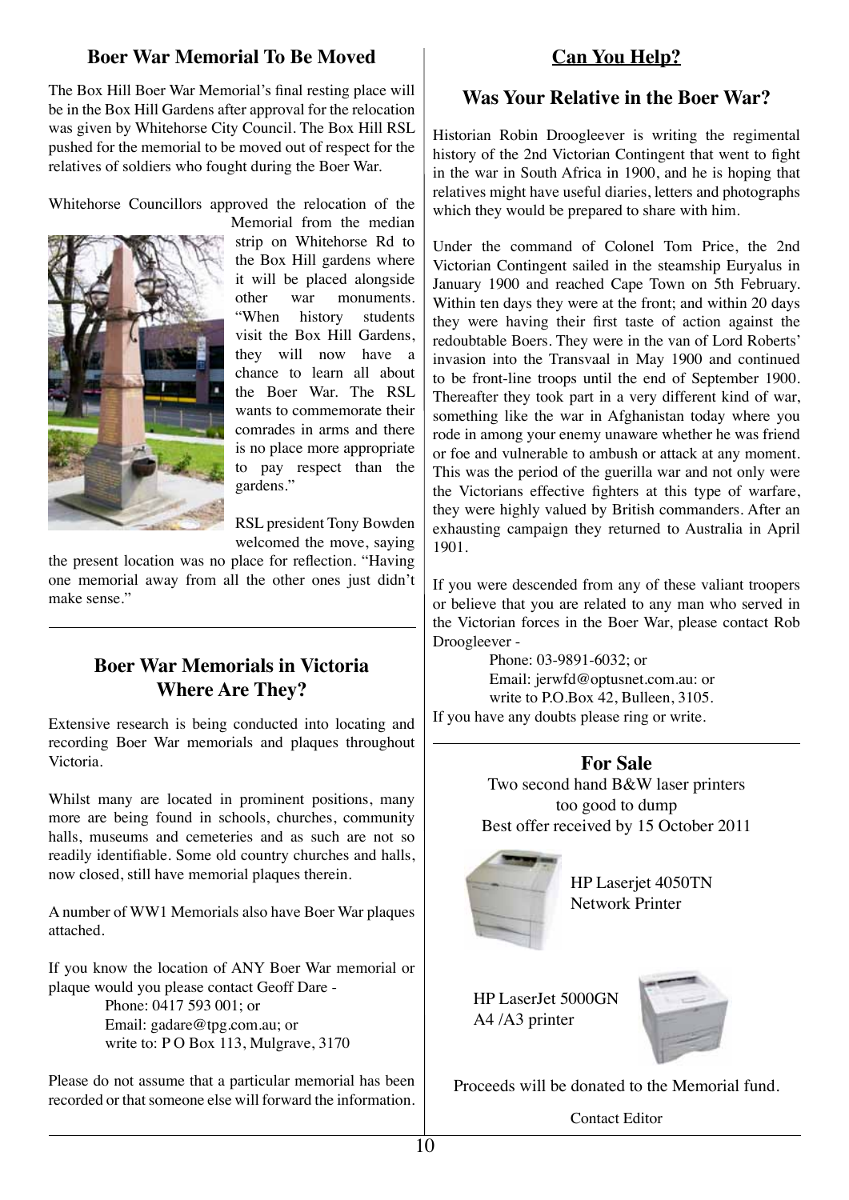## Boer War Memorial To Be Moved

The Box Hill Boer War Memorial's final resting place will be in the Box Hill Gardens after approval for the relocation was given by Whitehorse City Council. The Box Hill RSL pushed for the memorial to be moved out of respect for the relatives of soldiers who fought during the Boer War.

Whitehorse Councillors approved the relocation of the Memorial from the median strip on Whitehorse Rd to the Box Hill gardens where it will be placed alongside other war monuments. "When history students visit the Box Hill Gardens, they will now have a chance to learn all about the Boer War. The RSL wants to commemorate their comrades in arms and there is no place more appropriate to pay respect than the gardens."

RSL president Tony Bowden welcomed the move, saying the present location was no place for reflection. "Having one memorial away from all the other ones just didn't make sense."

---

## Boer War Memorials in Victoria Where Are They?

Extensive research is being conducted into locating and recording Boer War memorials and plaques throughout Victoria.

Whilst many are located in prominent positions, many more are being found in schools, churches, community halls, museums and cemeteries and as such are not so readily identifiable. Some old country churches and halls, now closed, still have memorial plaques therein.

A number of WW1 Memorials also have Boer War plaques attached.

If you know the location of ANY Boer War memorial or plaque would you please contact Geoff Dare -

Phone: 0417 593 001; or
Email: gadare@tpg.com.au; or
write to: P O Box 113, Mulgrave, 3170

Please do not assume that a particular memorial has been recorded or that someone else will forward the information.

---

## Can You Help?

### Was Your Relative in the Boer War?

Historian Robin Droogleever is writing the regimental history of the 2nd Victorian Contingent that went to fight in the war in South Africa in 1900, and he is hoping that relatives might have useful diaries, letters and photographs which they would be prepared to share with him.

Under the command of Colonel Tom Price, the 2nd Victorian Contingent sailed in the steamship Euryalus in January 1900 and reached Cape Town on 5th February. Within ten days they were at the front; and within 20 days they were having their first taste of action against the redoubtable Boers. They were in the van of Lord Roberts' invasion into the Transvaal in May 1900 and continued to be front-line troops until the end of September 1900. Thereafter they took part in a very different kind of war, something like the war in Afghanistan today where you rode in among your enemy unaware whether he was friend or foe and vulnerable to ambush or attack at any moment. This was the period of the guerilla war and not only were the Victorians effective fighters at this type of warfare, they were highly valued by British commanders. After an exhausting campaign they returned to Australia in April 1901.

If you were descended from any of these valiant troopers or believe that you are related to any man who served in the Victorian forces in the Boer War, please contact Rob Droogleever -

Phone: 03-9891-6032; or
Email: jerwfd@optusnet.com.au: or
write to P.O.Box 42, Bulleen, 3105.

If you have any doubts please ring or write.

---

## For Sale

Two second hand B&W laser printers
too good to dump
Best offer received by 15 October 2011

HP Laserjet 4050TN
Network Printer

HP LaserJet 5000GN
A4 /A3 printer

Proceeds will be donated to the Memorial fund.

Contact Editor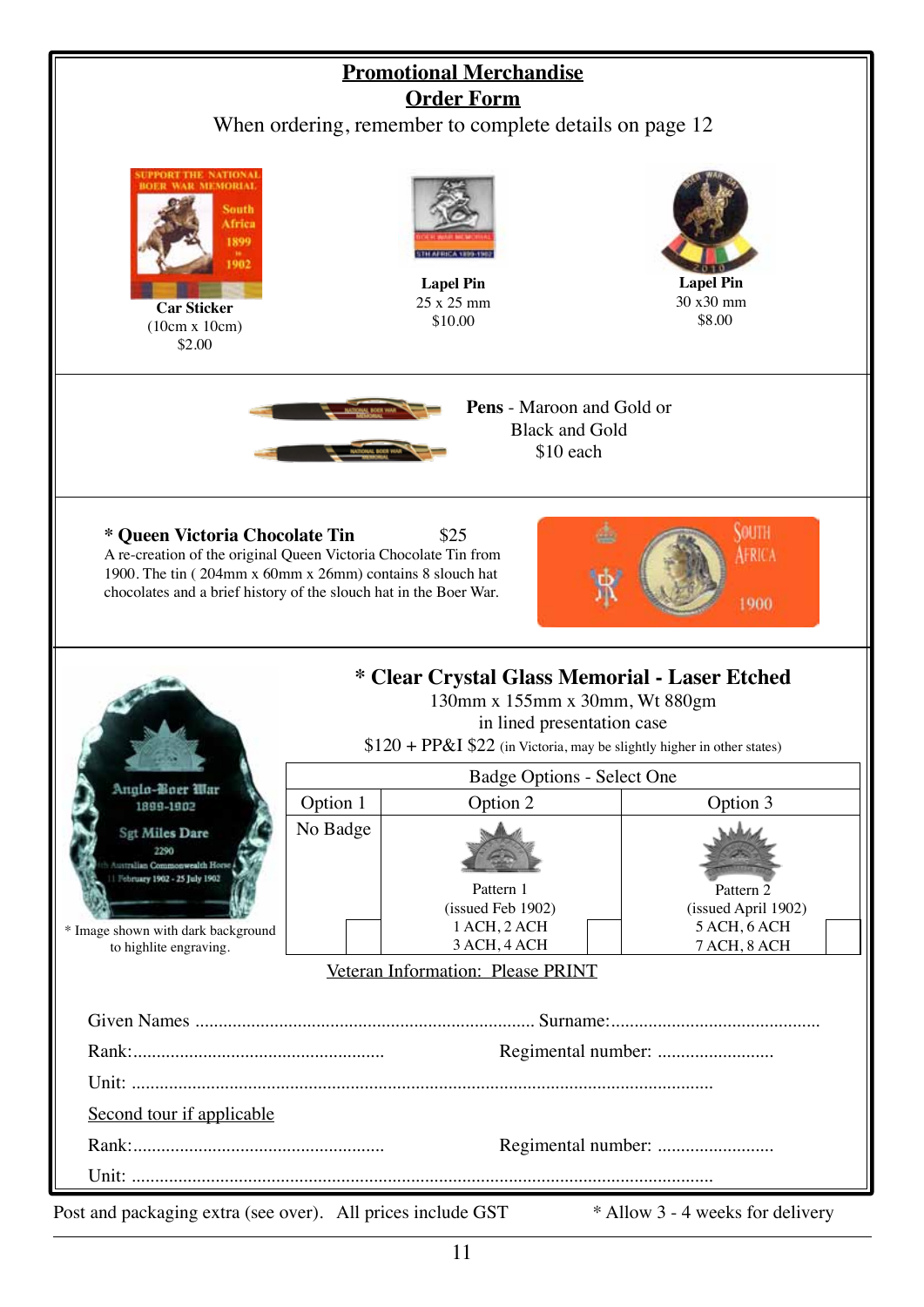# Promotional Merchandise
# Order Form

When ordering, remember to complete details on page 12

**Car Sticker**
(10cm x 10cm)
$2.00

**Lapel Pin**
25 x 25 mm
$10.00

**Lapel Pin**
30 x30 mm
$8.00

**Pens** - Maroon and Gold or Black and Gold
$10 each

**\* Queen Victoria Chocolate Tin** $25

A re-creation of the original Queen Victoria Chocolate Tin from 1900. The tin ( 204mm x 60mm x 26mm) contains 8 slouch hat chocolates and a brief history of the slouch hat in the Boer War.

## * Clear Crystal Glass Memorial - Laser Etched

130mm x 155mm x 30mm, Wt 880gm
in lined presentation case
$120 + PP&I $22 (in Victoria, may be slightly higher in other states)

\* Image shown with dark background to highlite engraving.

| Badge Options - Select One | | |
|---|---|---|
| Option 1 | Option 2 | Option 3 |
| No Badge | Pattern 1 (issued Feb 1902) 1 ACH, 2 ACH 3 ACH, 4 ACH | Pattern 2 (issued April 1902) 5 ACH, 6 ACH 7 ACH, 8 ACH |

Veteran Information: Please PRINT

Given Names ........................................................................ Surname:............................................

Rank:..................................................... Regimental number: .........................

Unit: ...........................................................................................................................

Second tour if applicable

Rank:..................................................... Regimental number: .........................

Unit: ...........................................................................................................................

Post and packaging extra (see over). All prices include GST

\* Allow 3 - 4 weeks for delivery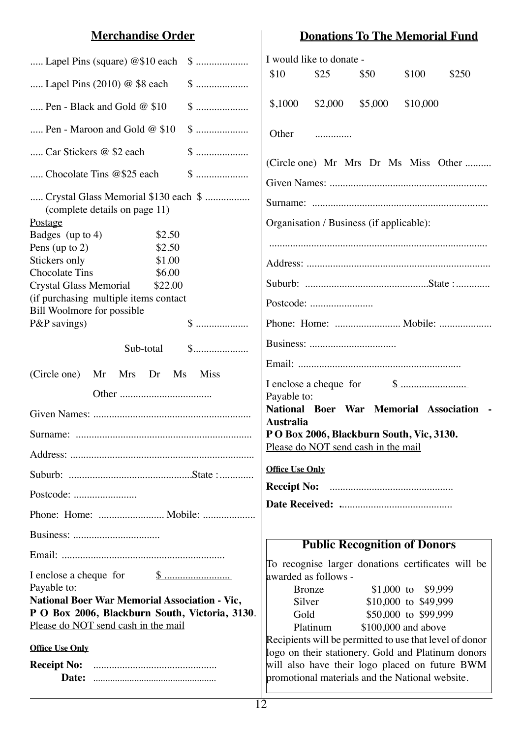## Merchandise Order

..... Lapel Pins (square) @$10 each $ ....................

..... Lapel Pins (2010) @ $8 each $ ....................

..... Pen - Black and Gold @ $10 $ ....................

..... Pen - Maroon and Gold @ $10 $ ....................

..... Car Stickers @ $2 each $ ....................

..... Chocolate Tins @$25 each $ ....................

..... Crystal Glass Memorial $130 each $ .................
(complete details on page 11)

Postage

| | |
|---|---|
| Badges (up to 4) | $2.50 |
| Pens (up to 2) | $2.50 |
| Stickers only | $1.00 |
| Chocolate Tins | $6.00 |
| Crystal Glass Memorial | $22.00 |

(if purchasing multiple items contact Bill Woolmore for possible P&P savings) $ ....................

Sub-total $....................

(Circle one) Mr Mrs Dr Ms Miss

Other ..................................

Given Names: ...........................................................

Surname: ..................................................................

Address: .....................................................................

Suburb: ...............................................State :.............

Postcode: ........................

Phone: Home: ......................... Mobile: ....................

Business: ................................

Email: .............................................................

I enclose a cheque for $ .........................

Payable to:

**National Boer War Memorial Association - Vic,**
**P O Box 2006, Blackburn South, Victoria, 3130**.

Please do NOT send cash in the mail

**Office Use Only**

**Receipt No:** ..............................................

**Date:** ...................................................

## Donations To The Memorial Fund

I would like to donate -

$10 $25 $50 $100 $250

$,1000 $2,000 $5,000 $10,000

Other ..............

(Circle one) Mr Mrs Dr Ms Miss Other ..........

Given Names: ...........................................................

Surname: ..................................................................

Organisation / Business (if applicable):

..................................................................................

Address: .....................................................................

Suburb: ...............................................State :.............

Postcode: ........................

Phone: Home: ......................... Mobile: ....................

Business: ................................

Email: .............................................................

I enclose a cheque for $ .........................

Payable to:

**National Boer War Memorial Association - Australia**
**P O Box 2006, Blackburn South, Vic, 3130.**

Please do NOT send cash in the mail

**Office Use Only**

**Receipt No:** ..............................................

**Date Received:** ..........................................

### Public Recognition of Donors

To recognise larger donations certificates will be awarded as follows -

| | |
|---|---|
| Bronze | $1,000 to $9,999 |
| Silver | $10,000 to $49,999 |
| Gold | $50,000 to $99,999 |
| Platinum | $100,000 and above |

Recipients will be permitted to use that level of donor logo on their stationery. Gold and Platinum donors will also have their logo placed on future BWM promotional materials and the National website.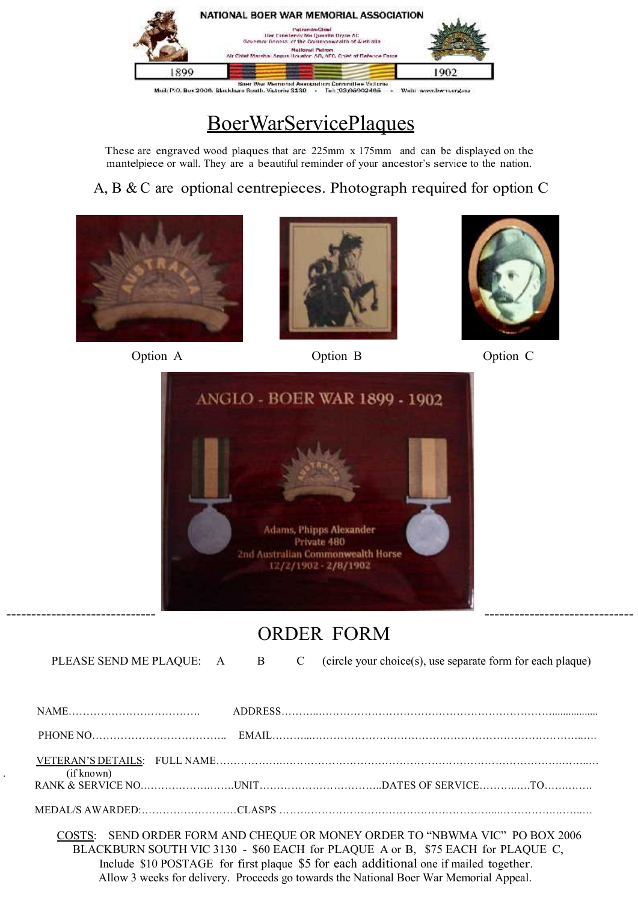NATIONAL BOER WAR MEMORIAL ASSOCIATION

Patron-in-Chief
Her Excellency Ms Quentin Bryce AC
Governor General of the Commonwealth of Australia

National Patron
Air Chief Marshal Angus Houston AO, AFC, Chief of Defence Force

1899 1902

Boer War Memorial Association Committee Victoria
Mail: P.O. Box 2006, Blackburn South, Victoria 3130 - Tel: (03)98902465 - Web: www.bwm.org.au

# BoerWarServicePlaques

These are engraved wood plaques that are 225mm x 175mm and can be displayed on the mantelpiece or wall. They are a beautiful reminder of your ancestor's service to the nation.

A, B & C are optional centrepieces. Photograph required for option C

Option A

Option B

Option C

ANGLO - BOER WAR 1899 - 1902

Adams, Phipps Alexander
Private 480
2nd Australian Commonwealth Horse
12/2/1902 - 2/8/1902

---

## ORDER FORM

PLEASE SEND ME PLAQUE: A B C (circle your choice(s), use separate form for each plaque)

NAME………………………………. ADDRESS……………………………………………………………………………

PHONE NO……………………………….. EMAIL………………………………………………………………………

VETERAN'S DETAILS: FULL NAME……………………………………………………………………………………
(if known)
RANK & SERVICE NO…………………….UNIT……………………………..DATES OF SERVICE………..…TO………….

MEDAL/S AWARDED:………………………CLASPS ……………………………………………………………………

COSTS: SEND ORDER FORM AND CHEQUE OR MONEY ORDER TO "NBWMA VIC" PO BOX 2006 BLACKBURN SOUTH VIC 3130 - $60 EACH for PLAQUE A or B, $75 EACH for PLAQUE C, Include $10 POSTAGE for first plaque $5 for each additional one if mailed together. Allow 3 weeks for delivery. Proceeds go towards the National Boer War Memorial Appeal.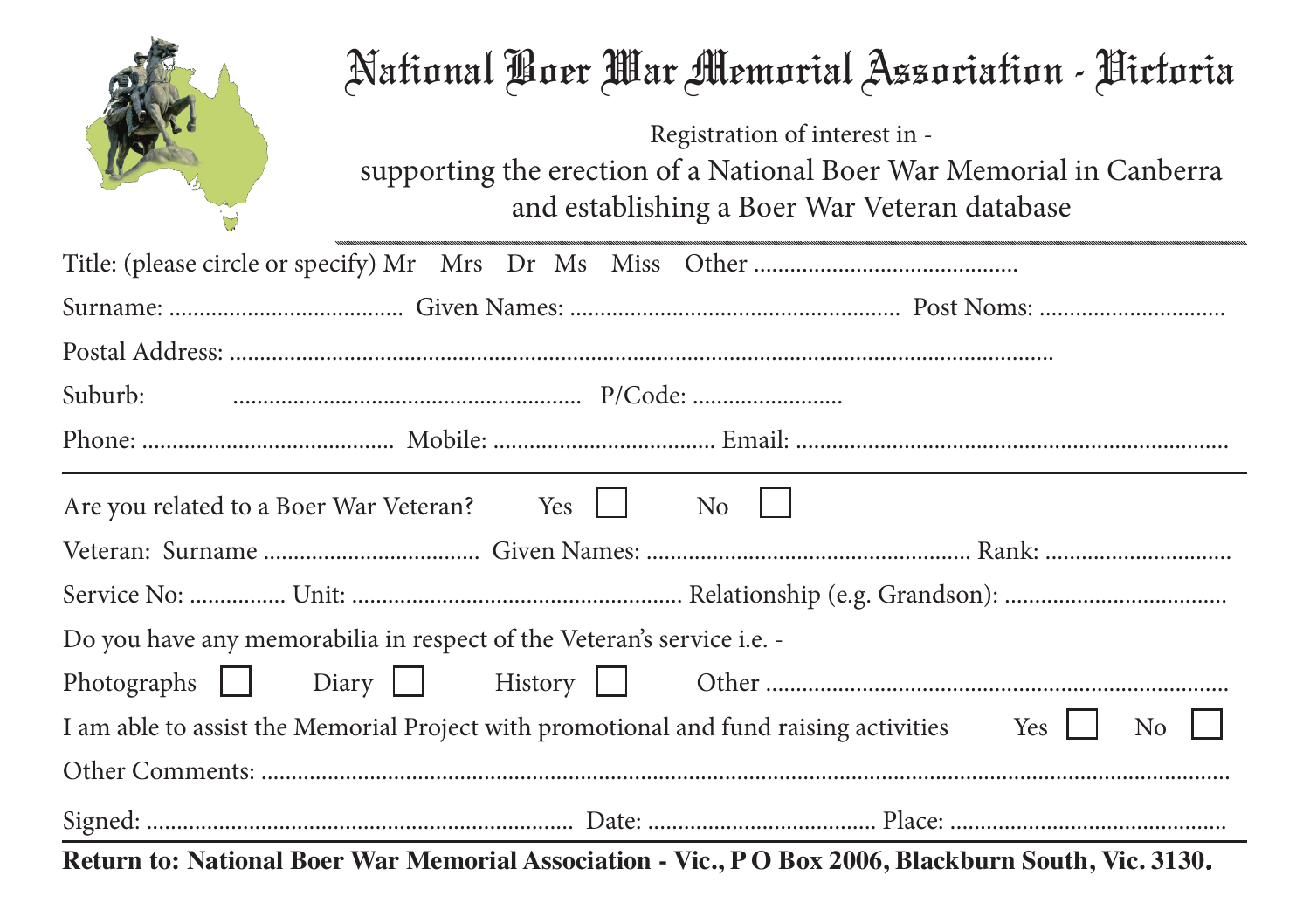# National Boer War Memorial Association - Victoria

Registration of interest in -

supporting the erection of a National Boer War Memorial in Canberra and establishing a Boer War Veteran database

---

Title: (please circle or specify) Mr Mrs Dr Ms Miss Other ..........................................

Surname: ...................................... Given Names: ...................................................... Post Noms: ..............................

Postal Address: ..........................................................................................................................

Suburb: ......................................................... P/Code: ........................

Phone: ........................................ Mobile: .................................... Email: ......................................................................

---

Are you related to a Boer War Veteran? Yes ☐ No ☐

Veteran: Surname .................................. Given Names: .................................................... Rank: ..............................

Service No: ................ Unit: ..................................................... Relationship (e.g. Grandson): ....................................

Do you have any memorabilia in respect of the Veteran's service i.e. -

Photographs ☐ Diary ☐ History ☐ Other ........................................................................

I am able to assist the Memorial Project with promotional and fund raising activities Yes ☐ No ☐

Other Comments: ..........................................................................................................................................

Signed: ..................................................................... Date: .................................... Place: ............................................

---

**Return to: National Boer War Memorial Association - Vic., P O Box 2006, Blackburn South, Vic. 3130.**